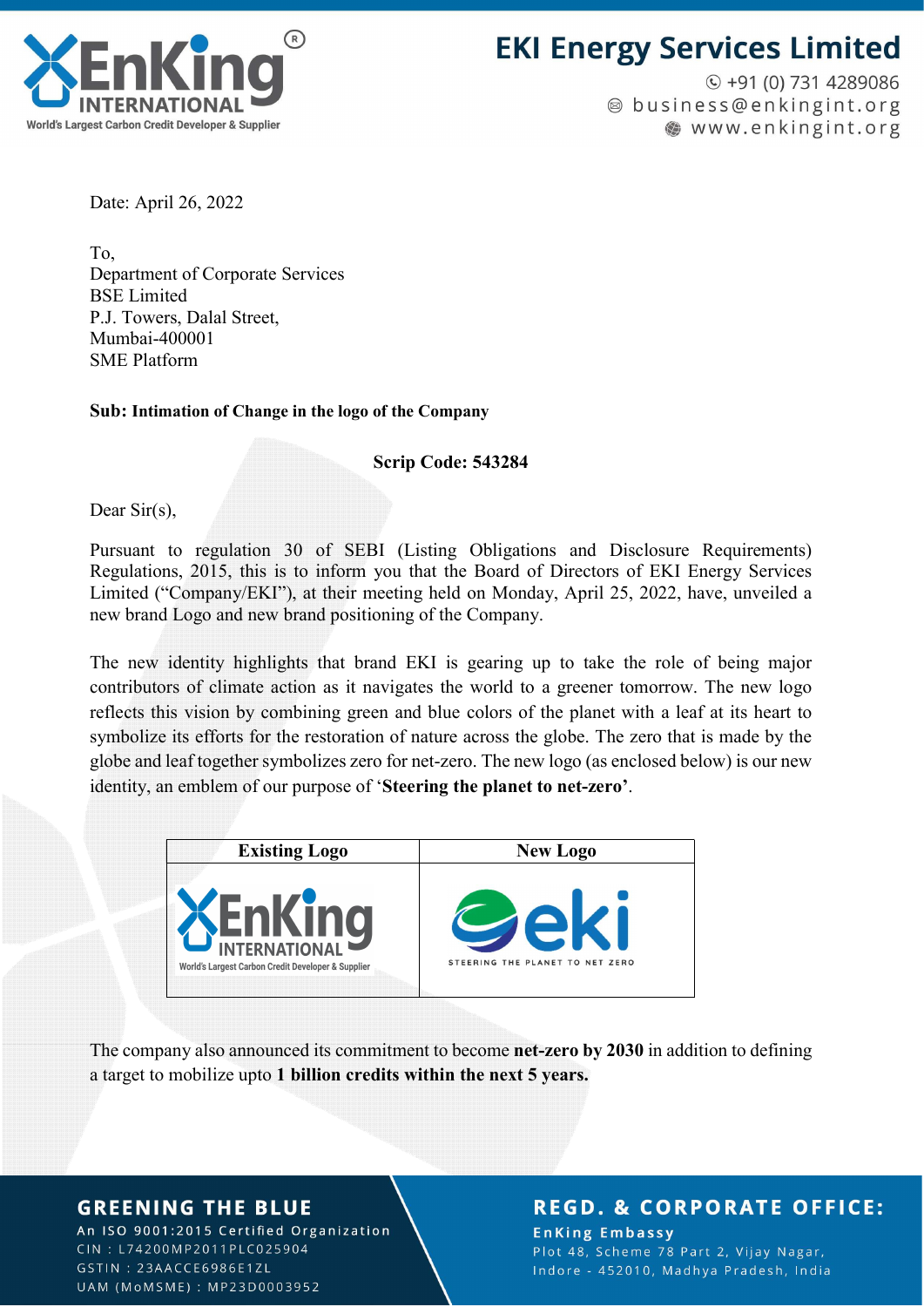Date: April 26, 2022

To,
Department of Corporate Services
BSE Limited
P.J. Towers, Dalal Street,
Mumbai-400001
SME Platform

**Sub: Intimation of Change in the logo of the Company**

**Scrip Code: 543284**

Dear Sir(s),

Pursuant to regulation 30 of SEBI (Listing Obligations and Disclosure Requirements) Regulations, 2015, this is to inform you that the Board of Directors of EKI Energy Services Limited ("Company/EKI"), at their meeting held on Monday, April 25, 2022, have, unveiled a new brand Logo and new brand positioning of the Company.

The new identity highlights that brand EKI is gearing up to take the role of being major contributors of climate action as it navigates the world to a greener tomorrow. The new logo reflects this vision by combining green and blue colors of the planet with a leaf at its heart to symbolize its efforts for the restoration of nature across the globe. The zero that is made by the globe and leaf together symbolizes zero for net-zero. The new logo (as enclosed below) is our new identity, an emblem of our purpose of '**Steering the planet to net-zero'**.

| Existing Logo | New Logo |
| --- | --- |
| EnKing INTERNATIONAL World's Largest Carbon Credit Developer & Supplier | eki STEERING THE PLANET TO NET ZERO |

The company also announced its commitment to become **net-zero by 2030** in addition to defining a target to mobilize upto **1 billion credits within the next 5 years.**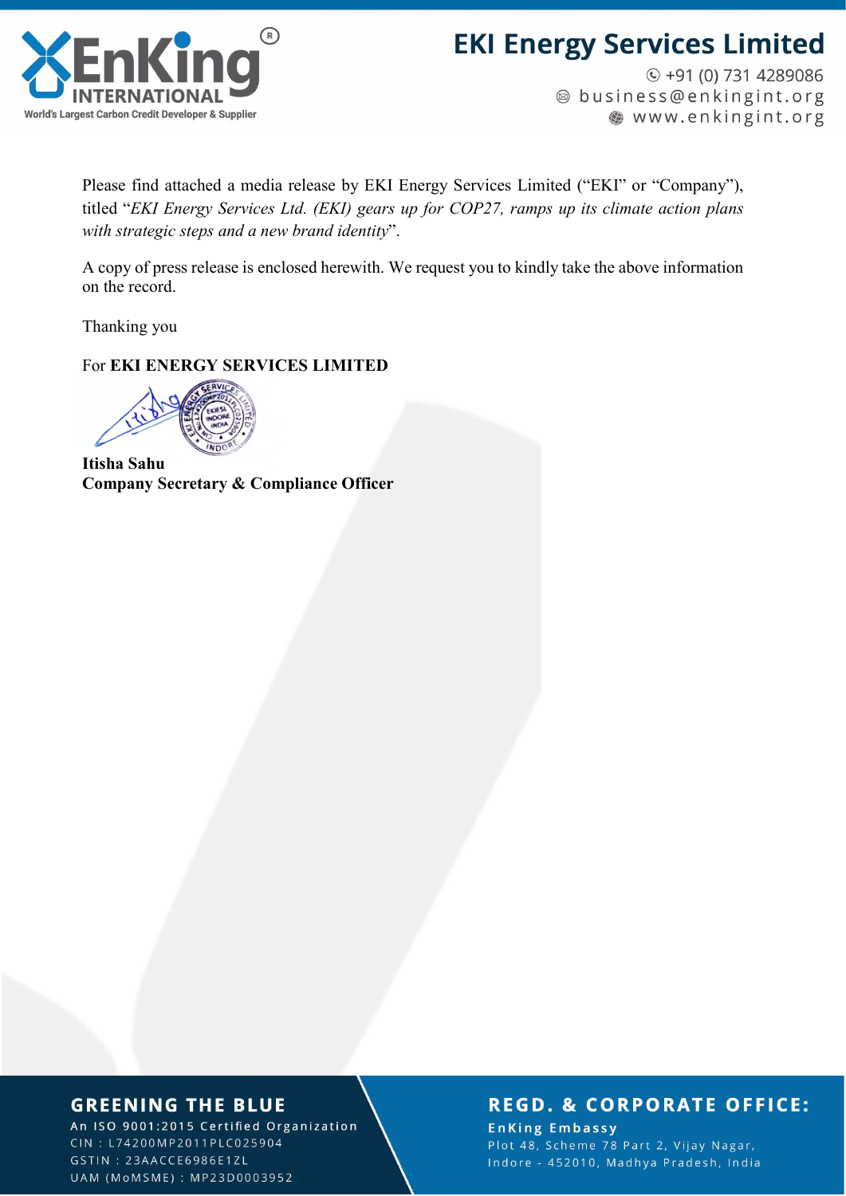Please find attached a media release by EKI Energy Services Limited ("EKI" or "Company"), titled "*EKI Energy Services Ltd. (EKI) gears up for COP27, ramps up its climate action plans with strategic steps and a new brand identity*".

A copy of press release is enclosed herewith. We request you to kindly take the above information on the record.

Thanking you

For **EKI ENERGY SERVICES LIMITED**

**Itisha Sahu**
**Company Secretary & Compliance Officer**